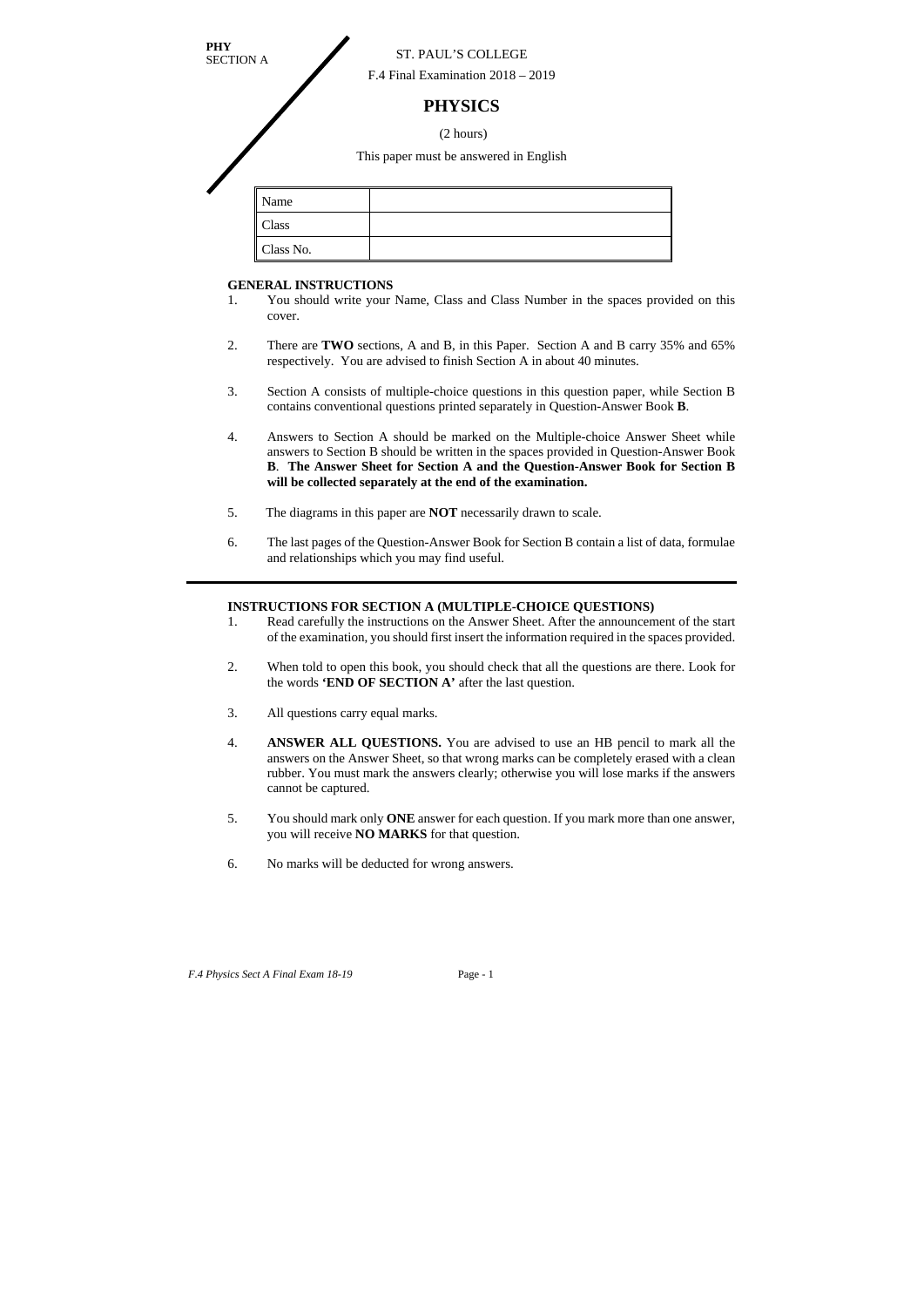**PHY**
SECTION A

ST. PAUL'S COLLEGE

F.4 Final Examination 2018 – 2019

# PHYSICS

(2 hours)

This paper must be answered in English

| Name | |
|---|---|
| Class | |
| Class No. | |

**GENERAL INSTRUCTIONS**

1. You should write your Name, Class and Class Number in the spaces provided on this cover.

2. There are **TWO** sections, A and B, in this Paper. Section A and B carry 35% and 65% respectively. You are advised to finish Section A in about 40 minutes.

3. Section A consists of multiple-choice questions in this question paper, while Section B contains conventional questions printed separately in Question-Answer Book **B**.

4. Answers to Section A should be marked on the Multiple-choice Answer Sheet while answers to Section B should be written in the spaces provided in Question-Answer Book **B**. **The Answer Sheet for Section A and the Question-Answer Book for Section B will be collected separately at the end of the examination.**

5. The diagrams in this paper are **NOT** necessarily drawn to scale.

6. The last pages of the Question-Answer Book for Section B contain a list of data, formulae and relationships which you may find useful.

---

**INSTRUCTIONS FOR SECTION A (MULTIPLE-CHOICE QUESTIONS)**

1. Read carefully the instructions on the Answer Sheet. After the announcement of the start of the examination, you should first insert the information required in the spaces provided.

2. When told to open this book, you should check that all the questions are there. Look for the words **'END OF SECTION A'** after the last question.

3. All questions carry equal marks.

4. **ANSWER ALL QUESTIONS.** You are advised to use an HB pencil to mark all the answers on the Answer Sheet, so that wrong marks can be completely erased with a clean rubber. You must mark the answers clearly; otherwise you will lose marks if the answers cannot be captured.

5. You should mark only **ONE** answer for each question. If you mark more than one answer, you will receive **NO MARKS** for that question.

6. No marks will be deducted for wrong answers.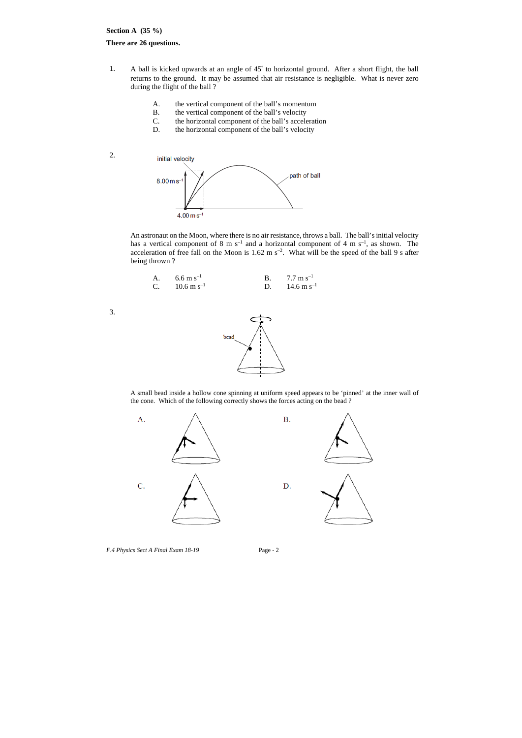**Section A (35 %)**

**There are 26 questions.**

1. A ball is kicked upwards at an angle of 45° to horizontal ground. After a short flight, the ball returns to the ground. It may be assumed that air resistance is negligible. What is never zero during the flight of the ball ?

   A. the vertical component of the ball's momentum
   B. the vertical component of the ball's velocity
   C. the horizontal component of the ball's acceleration
   D. the horizontal component of the ball's velocity

2. An astronaut on the Moon, where there is no air resistance, throws a ball. The ball's initial velocity has a vertical component of 8 m s$^{-1}$ and a horizontal component of 4 m s$^{-1}$, as shown. The acceleration of free fall on the Moon is 1.62 m s$^{-2}$. What will be the speed of the ball 9 s after being thrown ?

   A. 6.6 m s$^{-1}$ B. 7.7 m s$^{-1}$
   C. 10.6 m s$^{-1}$ D. 14.6 m s$^{-1}$

3. A small bead inside a hollow cone spinning at uniform speed appears to be 'pinned' at the inner wall of the cone. Which of the following correctly shows the forces acting on the bead ?

   A. B.

   C. D.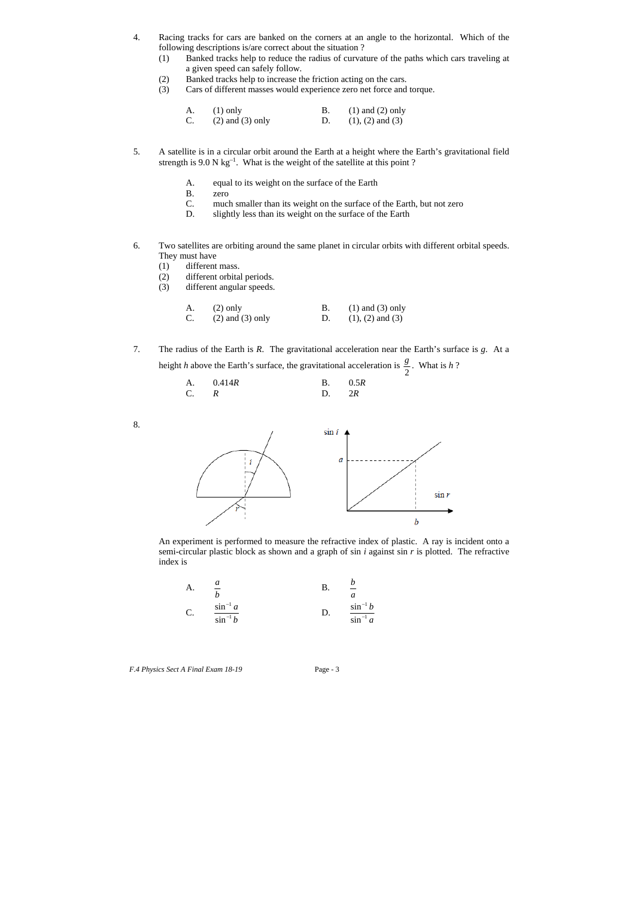4. Racing tracks for cars are banked on the corners at an angle to the horizontal. Which of the following descriptions is/are correct about the situation ?

   (1) Banked tracks help to reduce the radius of curvature of the paths which cars traveling at a given speed can safely follow.
   (2) Banked tracks help to increase the friction acting on the cars.
   (3) Cars of different masses would experience zero net force and torque.

   A. (1) only  B. (1) and (2) only
   C. (2) and (3) only  D. (1), (2) and (3)

5. A satellite is in a circular orbit around the Earth at a height where the Earth's gravitational field strength is 9.0 N kg$^{-1}$. What is the weight of the satellite at this point ?

   A. equal to its weight on the surface of the Earth
   B. zero
   C. much smaller than its weight on the surface of the Earth, but not zero
   D. slightly less than its weight on the surface of the Earth

6. Two satellites are orbiting around the same planet in circular orbits with different orbital speeds. They must have

   (1) different mass.
   (2) different orbital periods.
   (3) different angular speeds.

   A. (2) only  B. (1) and (3) only
   C. (2) and (3) only  D. (1), (2) and (3)

7. The radius of the Earth is $R$. The gravitational acceleration near the Earth's surface is $g$. At a height $h$ above the Earth's surface, the gravitational acceleration is $\frac{g}{2}$. What is $h$ ?

   A. $0.414R$  B. $0.5R$
   C. $R$  D. $2R$

8. An experiment is performed to measure the refractive index of plastic. A ray is incident onto a semi-circular plastic block as shown and a graph of $\sin i$ against $\sin r$ is plotted. The refractive index is

   A. $\frac{a}{b}$  B. $\frac{b}{a}$
   C. $\frac{\sin^{-1} a}{\sin^{-1} b}$  D. $\frac{\sin^{-1} b}{\sin^{-1} a}$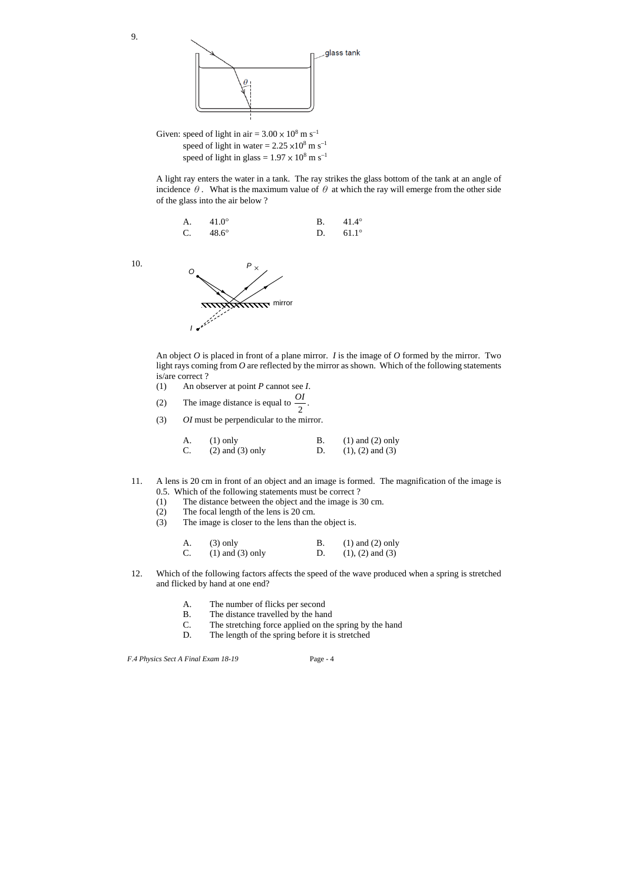9.

Given: speed of light in air = $3.00 \times 10^8$ m s$^{-1}$
speed of light in water = $2.25 \times 10^8$ m s$^{-1}$
speed of light in glass = $1.97 \times 10^8$ m s$^{-1}$

A light ray enters the water in a tank. The ray strikes the glass bottom of the tank at an angle of incidence $\theta$. What is the maximum value of $\theta$ at which the ray will emerge from the other side of the glass into the air below ?

| | | | |
|---|---|---|---|
| A. | 41.0° | B. | 41.4° |
| C. | 48.6° | D. | 61.1° |

10.

An object *O* is placed in front of a plane mirror. *I* is the image of *O* formed by the mirror. Two light rays coming from *O* are reflected by the mirror as shown. Which of the following statements is/are correct ?

(1) An observer at point *P* cannot see *I*.

(2) The image distance is equal to $\frac{OI}{2}$.

(3) *OI* must be perpendicular to the mirror.

| | | | |
|---|---|---|---|
| A. | (1) only | B. | (1) and (2) only |
| C. | (2) and (3) only | D. | (1), (2) and (3) |

11. A lens is 20 cm in front of an object and an image is formed. The magnification of the image is 0.5. Which of the following statements must be correct ?

(1) The distance between the object and the image is 30 cm.
(2) The focal length of the lens is 20 cm.
(3) The image is closer to the lens than the object is.

| | | | |
|---|---|---|---|
| A. | (3) only | B. | (1) and (2) only |
| C. | (1) and (3) only | D. | (1), (2) and (3) |

12. Which of the following factors affects the speed of the wave produced when a spring is stretched and flicked by hand at one end?

A. The number of flicks per second
B. The distance travelled by the hand
C. The stretching force applied on the spring by the hand
D. The length of the spring before it is stretched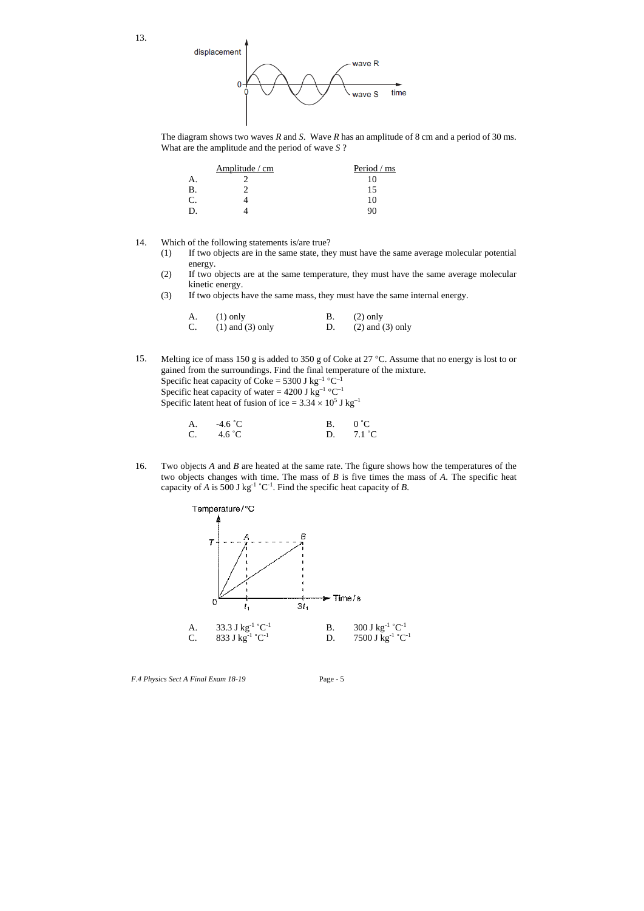13.

The diagram shows two waves *R* and *S*. Wave *R* has an amplitude of 8 cm and a period of 30 ms. What are the amplitude and the period of wave *S* ?

| | Amplitude / cm | Period / ms |
|---|---|---|
| A. | 2 | 10 |
| B. | 2 | 15 |
| C. | 4 | 10 |
| D. | 4 | 90 |

14. Which of the following statements is/are true?

(1) If two objects are in the same state, they must have the same average molecular potential energy.

(2) If two objects are at the same temperature, they must have the same average molecular kinetic energy.

(3) If two objects have the same mass, they must have the same internal energy.

A. (1) only  B. (2) only
C. (1) and (3) only  D. (2) and (3) only

15. Melting ice of mass 150 g is added to 350 g of Coke at 27 °C. Assume that no energy is lost to or gained from the surroundings. Find the final temperature of the mixture.
Specific heat capacity of Coke = 5300 J $kg^{-1}$ °$C^{-1}$
Specific heat capacity of water = 4200 J $kg^{-1}$ °$C^{-1}$
Specific latent heat of fusion of ice = $3.34 \times 10^5$ J $kg^{-1}$

A. -4.6 ˚C  B. 0 ˚C
C. 4.6 ˚C  D. 7.1 ˚C

16. Two objects *A* and *B* are heated at the same rate. The figure shows how the temperatures of the two objects changes with time. The mass of *B* is five times the mass of *A*. The specific heat capacity of *A* is 500 J $kg^{-1}$ ˚$C^{-1}$. Find the specific heat capacity of *B*.

A. 33.3 J $kg^{-1}$ ˚$C^{-1}$  B. 300 J $kg^{-1}$ ˚$C^{-1}$
C. 833 J $kg^{-1}$ ˚$C^{-1}$  D. 7500 J $kg^{-1}$ ˚$C^{-1}$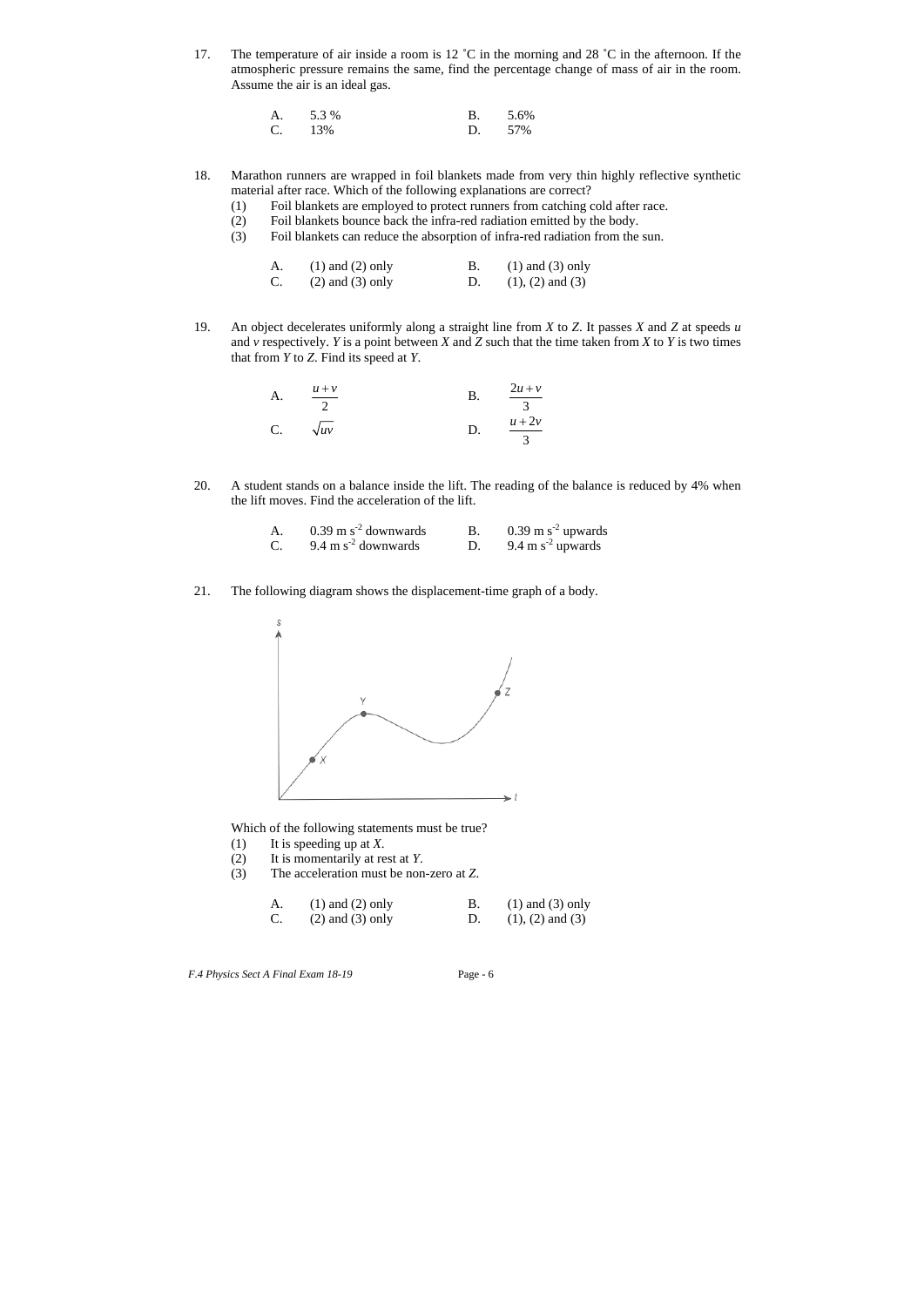17. The temperature of air inside a room is 12 ˚C in the morning and 28 ˚C in the afternoon. If the atmospheric pressure remains the same, find the percentage change of mass of air in the room. Assume the air is an ideal gas.

| | | | |
|---|---|---|---|
| A. | 5.3 % | B. | 5.6% |
| C. | 13% | D. | 57% |

18. Marathon runners are wrapped in foil blankets made from very thin highly reflective synthetic material after race. Which of the following explanations are correct?
    (1) Foil blankets are employed to protect runners from catching cold after race.
    (2) Foil blankets bounce back the infra-red radiation emitted by the body.
    (3) Foil blankets can reduce the absorption of infra-red radiation from the sun.

| | | | |
|---|---|---|---|
| A. | (1) and (2) only | B. | (1) and (3) only |
| C. | (2) and (3) only | D. | (1), (2) and (3) |

19. An object decelerates uniformly along a straight line from *X* to *Z*. It passes *X* and *Z* at speeds *u* and *v* respectively. *Y* is a point between *X* and *Z* such that the time taken from *X* to *Y* is two times that from *Y* to *Z*. Find its speed at *Y*.

| | | | |
|---|---|---|---|
| A. | $\frac{u+v}{2}$ | B. | $\frac{2u+v}{3}$ |
| C. | $\sqrt{uv}$ | D. | $\frac{u+2v}{3}$ |

20. A student stands on a balance inside the lift. The reading of the balance is reduced by 4% when the lift moves. Find the acceleration of the lift.

| | | | |
|---|---|---|---|
| A. | 0.39 m s$^{-2}$ downwards | B. | 0.39 m s$^{-2}$ upwards |
| C. | 9.4 m s$^{-2}$ downwards | D. | 9.4 m s$^{-2}$ upwards |

21. The following diagram shows the displacement-time graph of a body.

Which of the following statements must be true?
(1) It is speeding up at *X*.
(2) It is momentarily at rest at *Y*.
(3) The acceleration must be non-zero at *Z*.

| | | | |
|---|---|---|---|
| A. | (1) and (2) only | B. | (1) and (3) only |
| C. | (2) and (3) only | D. | (1), (2) and (3) |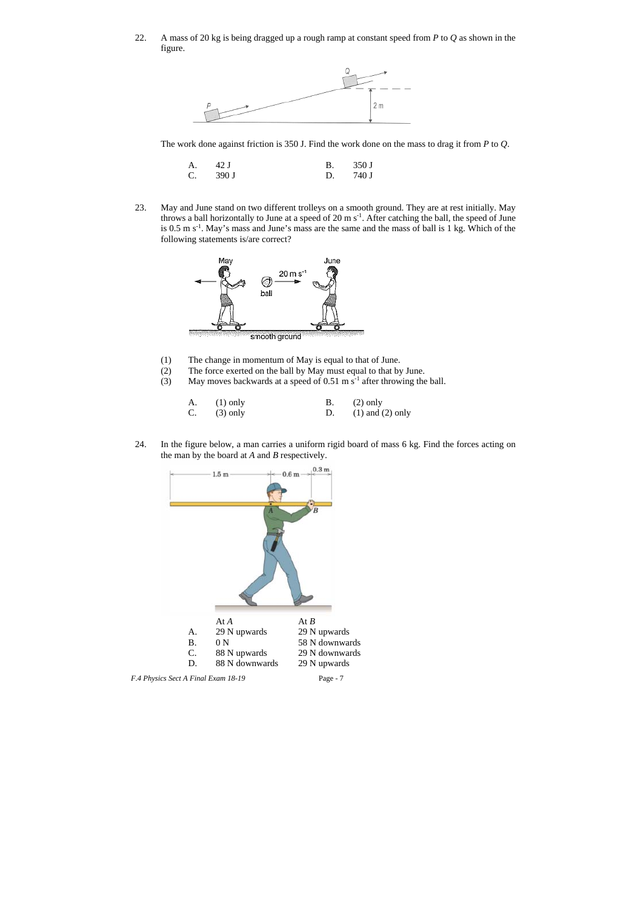22. A mass of 20 kg is being dragged up a rough ramp at constant speed from *P* to *Q* as shown in the figure.

The work done against friction is 350 J. Find the work done on the mass to drag it from *P* to *Q*.

| | | | |
|---|---|---|---|
| A. | 42 J | B. | 350 J |
| C. | 390 J | D. | 740 J |

23. May and June stand on two different trolleys on a smooth ground. They are at rest initially. May throws a ball horizontally to June at a speed of 20 m s$^{-1}$. After catching the ball, the speed of June is 0.5 m s$^{-1}$. May's mass and June's mass are the same and the mass of ball is 1 kg. Which of the following statements is/are correct?

(1) The change in momentum of May is equal to that of June.
(2) The force exerted on the ball by May must equal to that by June.
(3) May moves backwards at a speed of 0.51 m s$^{-1}$ after throwing the ball.

| | | | |
|---|---|---|---|
| A. | (1) only | B. | (2) only |
| C. | (3) only | D. | (1) and (2) only |

24. In the figure below, a man carries a uniform rigid board of mass 6 kg. Find the forces acting on the man by the board at *A* and *B* respectively.

| | At *A* | At *B* |
|---|---|---|
| A. | 29 N upwards | 29 N upwards |
| B. | 0 N | 58 N downwards |
| C. | 88 N upwards | 29 N downwards |
| D. | 88 N downwards | 29 N upwards |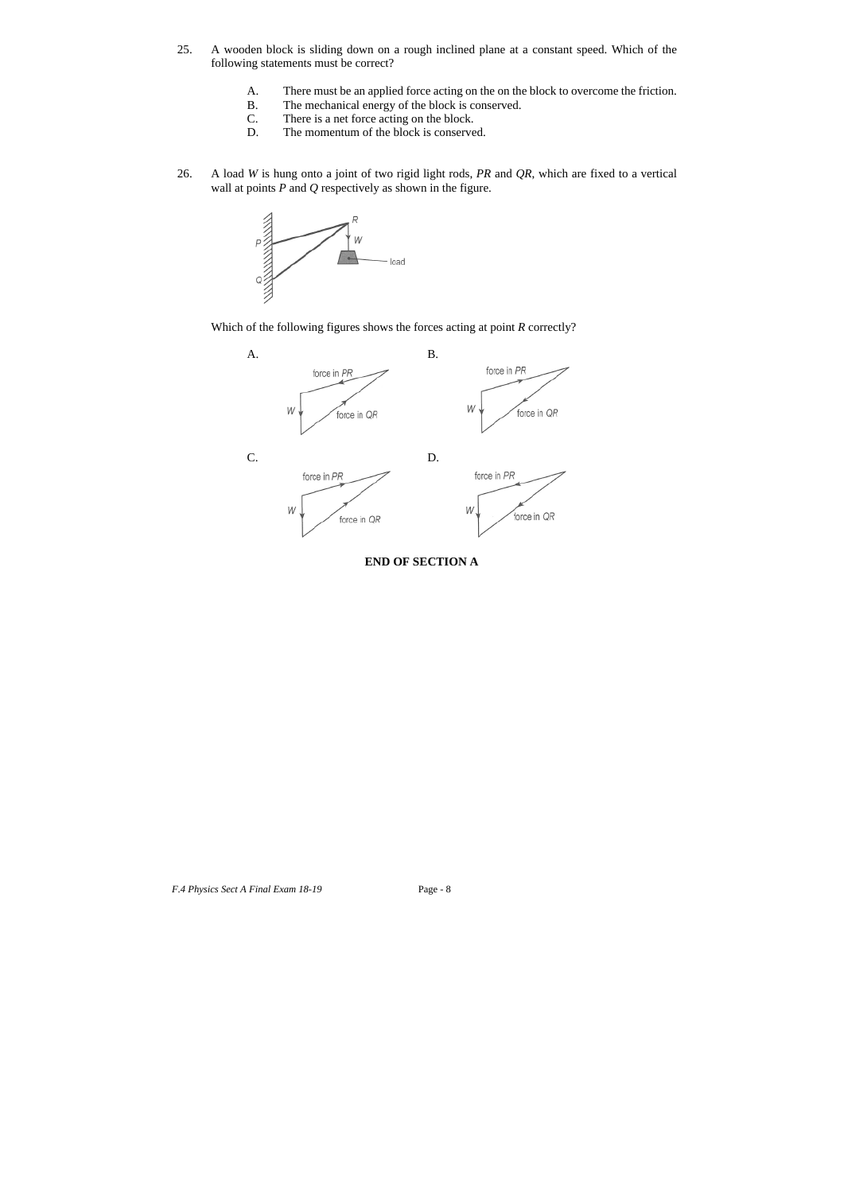25. A wooden block is sliding down on a rough inclined plane at a constant speed. Which of the following statements must be correct?

    A. There must be an applied force acting on the on the block to overcome the friction.
    B. The mechanical energy of the block is conserved.
    C. There is a net force acting on the block.
    D. The momentum of the block is conserved.

26. A load *W* is hung onto a joint of two rigid light rods, *PR* and *QR*, which are fixed to a vertical wall at points *P* and *Q* respectively as shown in the figure.

    R
    P
    W
    Q
    load

    Which of the following figures shows the forces acting at point *R* correctly?

    A.
    force in *PR*
    *W*
    force in *QR*

    B.
    force in *PR*
    *W*
    force in *QR*

    C.
    force in *PR*
    *W*
    force in *QR*

    D.
    force in *PR*
    *W*
    force in *QR*

**END OF SECTION A**